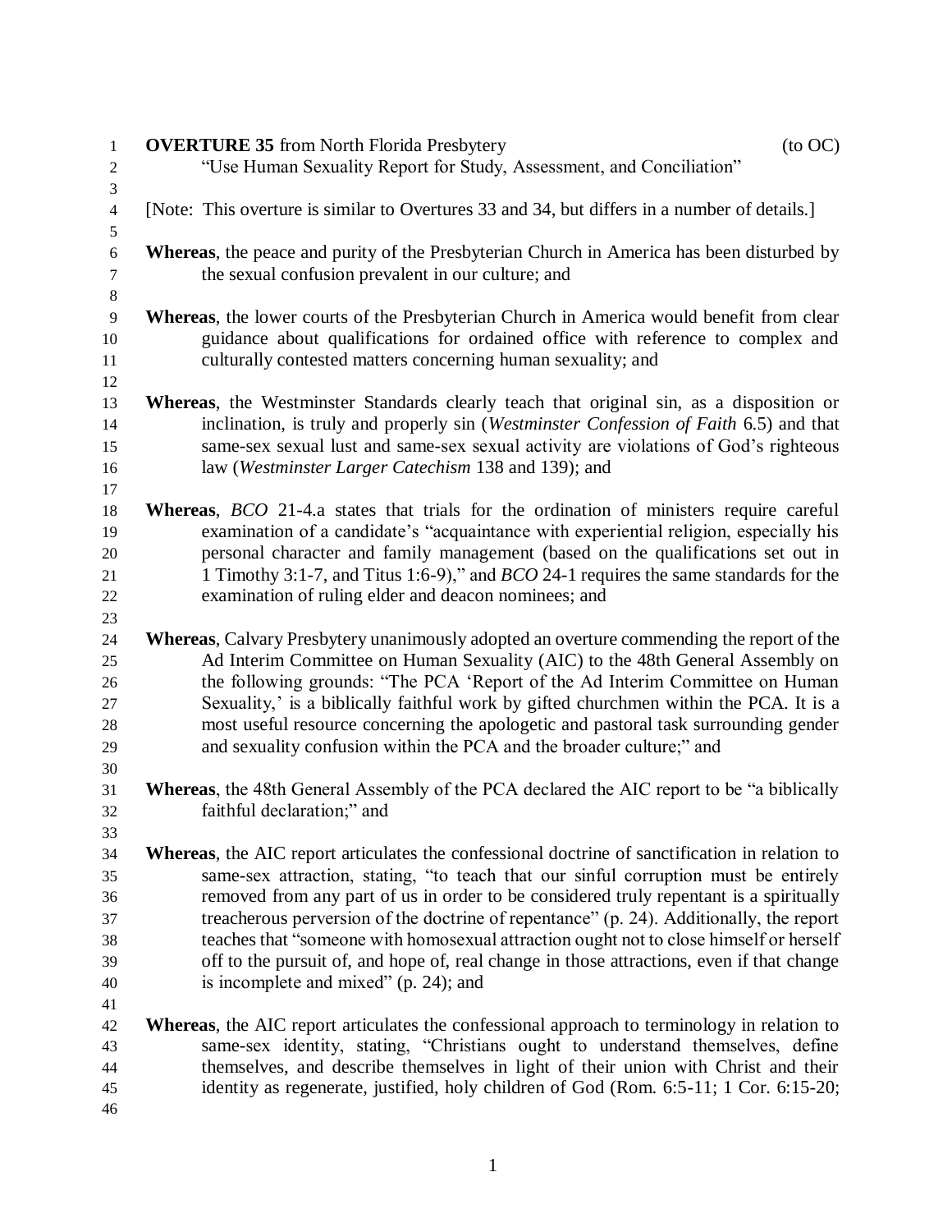**OVERTURE 35** from North Florida Presbytery (to OC)

"Use Human Sexuality Report for Study, Assessment, and Conciliation"

[Note: This overture is similar to Overtures 33 and 34, but differs in a number of details.]

**Whereas**, the peace and purity of the Presbyterian Church in America has been disturbed by the sexual confusion prevalent in our culture; and

**Whereas**, the lower courts of the Presbyterian Church in America would benefit from clear guidance about qualifications for ordained office with reference to complex and culturally contested matters concerning human sexuality; and

**Whereas**, the Westminster Standards clearly teach that original sin, as a disposition or inclination, is truly and properly sin (*Westminster Confession of Faith* 6.5) and that same-sex sexual lust and same-sex sexual activity are violations of God's righteous law (*Westminster Larger Catechism* 138 and 139); and

**Whereas**, *BCO* 21-4.a states that trials for the ordination of ministers require careful examination of a candidate's "acquaintance with experiential religion, especially his personal character and family management (based on the qualifications set out in 1 Timothy 3:1-7, and Titus 1:6-9)," and *BCO* 24-1 requires the same standards for the examination of ruling elder and deacon nominees; and

**Whereas**, Calvary Presbytery unanimously adopted an overture commending the report of the Ad Interim Committee on Human Sexuality (AIC) to the 48th General Assembly on the following grounds: "The PCA 'Report of the Ad Interim Committee on Human Sexuality,' is a biblically faithful work by gifted churchmen within the PCA. It is a most useful resource concerning the apologetic and pastoral task surrounding gender and sexuality confusion within the PCA and the broader culture;" and

**Whereas**, the 48th General Assembly of the PCA declared the AIC report to be "a biblically faithful declaration;" and

**Whereas**, the AIC report articulates the confessional doctrine of sanctification in relation to same-sex attraction, stating, "to teach that our sinful corruption must be entirely removed from any part of us in order to be considered truly repentant is a spiritually treacherous perversion of the doctrine of repentance" (p. 24). Additionally, the report teaches that "someone with homosexual attraction ought not to close himself or herself off to the pursuit of, and hope of, real change in those attractions, even if that change is incomplete and mixed" (p. 24); and

**Whereas**, the AIC report articulates the confessional approach to terminology in relation to same-sex identity, stating, "Christians ought to understand themselves, define themselves, and describe themselves in light of their union with Christ and their identity as regenerate, justified, holy children of God (Rom. 6:5-11; 1 Cor. 6:15-20;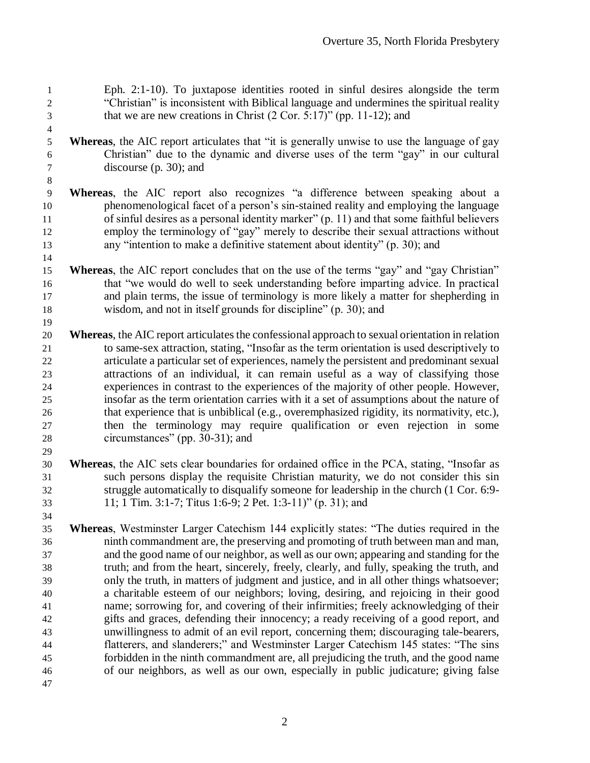Eph. 2:1-10). To juxtapose identities rooted in sinful desires alongside the term "Christian" is inconsistent with Biblical language and undermines the spiritual reality that we are new creations in Christ (2 Cor. 5:17)" (pp. 11-12); and

**Whereas**, the AIC report articulates that "it is generally unwise to use the language of gay Christian" due to the dynamic and diverse uses of the term "gay" in our cultural discourse (p. 30); and

**Whereas**, the AIC report also recognizes "a difference between speaking about a phenomenological facet of a person's sin-stained reality and employing the language of sinful desires as a personal identity marker" (p. 11) and that some faithful believers employ the terminology of "gay" merely to describe their sexual attractions without any "intention to make a definitive statement about identity" (p. 30); and

**Whereas**, the AIC report concludes that on the use of the terms "gay" and "gay Christian" that "we would do well to seek understanding before imparting advice. In practical and plain terms, the issue of terminology is more likely a matter for shepherding in wisdom, and not in itself grounds for discipline" (p. 30); and

**Whereas**, the AIC report articulates the confessional approach to sexual orientation in relation to same-sex attraction, stating, "Insofar as the term orientation is used descriptively to articulate a particular set of experiences, namely the persistent and predominant sexual attractions of an individual, it can remain useful as a way of classifying those experiences in contrast to the experiences of the majority of other people. However, insofar as the term orientation carries with it a set of assumptions about the nature of that experience that is unbiblical (e.g., overemphasized rigidity, its normativity, etc.), then the terminology may require qualification or even rejection in some circumstances" (pp. 30-31); and

**Whereas**, the AIC sets clear boundaries for ordained office in the PCA, stating, "Insofar as such persons display the requisite Christian maturity, we do not consider this sin struggle automatically to disqualify someone for leadership in the church (1 Cor. 6:9-11; 1 Tim. 3:1-7; Titus 1:6-9; 2 Pet. 1:3-11)" (p. 31); and

**Whereas**, Westminster Larger Catechism 144 explicitly states: "The duties required in the ninth commandment are, the preserving and promoting of truth between man and man, and the good name of our neighbor, as well as our own; appearing and standing for the truth; and from the heart, sincerely, freely, clearly, and fully, speaking the truth, and only the truth, in matters of judgment and justice, and in all other things whatsoever; a charitable esteem of our neighbors; loving, desiring, and rejoicing in their good name; sorrowing for, and covering of their infirmities; freely acknowledging of their gifts and graces, defending their innocency; a ready receiving of a good report, and unwillingness to admit of an evil report, concerning them; discouraging tale-bearers, flatterers, and slanderers;" and Westminster Larger Catechism 145 states: "The sins forbidden in the ninth commandment are, all prejudicing the truth, and the good name of our neighbors, as well as our own, especially in public judicature; giving false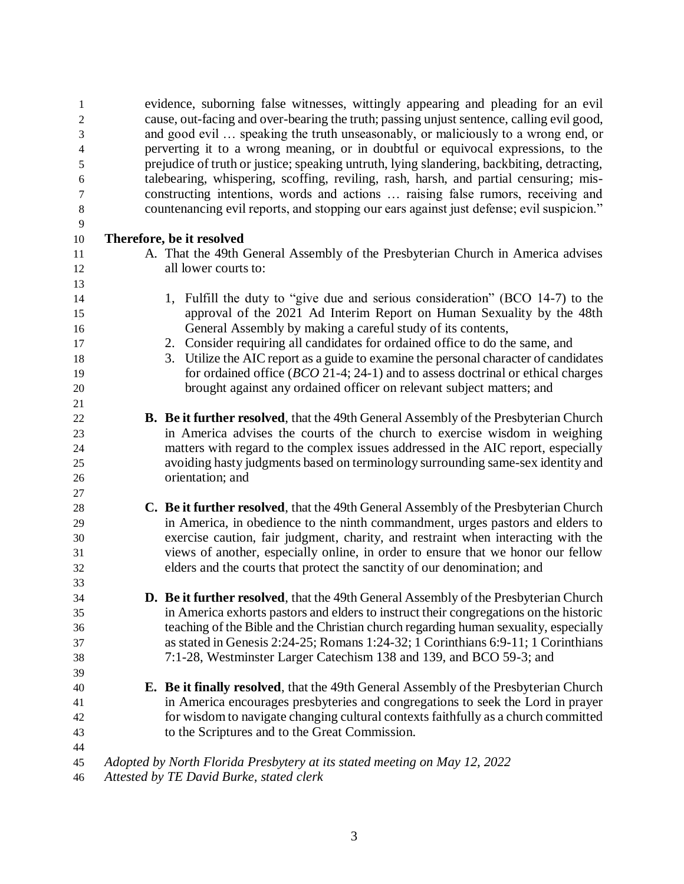evidence, suborning false witnesses, wittingly appearing and pleading for an evil cause, out-facing and over-bearing the truth; passing unjust sentence, calling evil good, and good evil … speaking the truth unseasonably, or maliciously to a wrong end, or perverting it to a wrong meaning, or in doubtful or equivocal expressions, to the prejudice of truth or justice; speaking untruth, lying slandering, backbiting, detracting, talebearing, whispering, scoffing, reviling, rash, harsh, and partial censuring; mis-constructing intentions, words and actions … raising false rumors, receiving and countenancing evil reports, and stopping our ears against just defense; evil suspicion."

**Therefore, be it resolved**

A. That the 49th General Assembly of the Presbyterian Church in America advises all lower courts to:

1, Fulfill the duty to "give due and serious consideration" (BCO 14-7) to the approval of the 2021 Ad Interim Report on Human Sexuality by the 48th General Assembly by making a careful study of its contents,

2. Consider requiring all candidates for ordained office to do the same, and

3. Utilize the AIC report as a guide to examine the personal character of candidates for ordained office (*BCO* 21-4; 24-1) and to assess doctrinal or ethical charges brought against any ordained officer on relevant subject matters; and

**B. Be it further resolved**, that the 49th General Assembly of the Presbyterian Church in America advises the courts of the church to exercise wisdom in weighing matters with regard to the complex issues addressed in the AIC report, especially avoiding hasty judgments based on terminology surrounding same-sex identity and orientation; and

**C. Be it further resolved**, that the 49th General Assembly of the Presbyterian Church in America, in obedience to the ninth commandment, urges pastors and elders to exercise caution, fair judgment, charity, and restraint when interacting with the views of another, especially online, in order to ensure that we honor our fellow elders and the courts that protect the sanctity of our denomination; and

**D. Be it further resolved**, that the 49th General Assembly of the Presbyterian Church in America exhorts pastors and elders to instruct their congregations on the historic teaching of the Bible and the Christian church regarding human sexuality, especially as stated in Genesis 2:24-25; Romans 1:24-32; 1 Corinthians 6:9-11; 1 Corinthians 7:1-28, Westminster Larger Catechism 138 and 139, and BCO 59-3; and

**E. Be it finally resolved**, that the 49th General Assembly of the Presbyterian Church in America encourages presbyteries and congregations to seek the Lord in prayer for wisdom to navigate changing cultural contexts faithfully as a church committed to the Scriptures and to the Great Commission.

*Adopted by North Florida Presbytery at its stated meeting on May 12, 2022*
*Attested by TE David Burke, stated clerk*